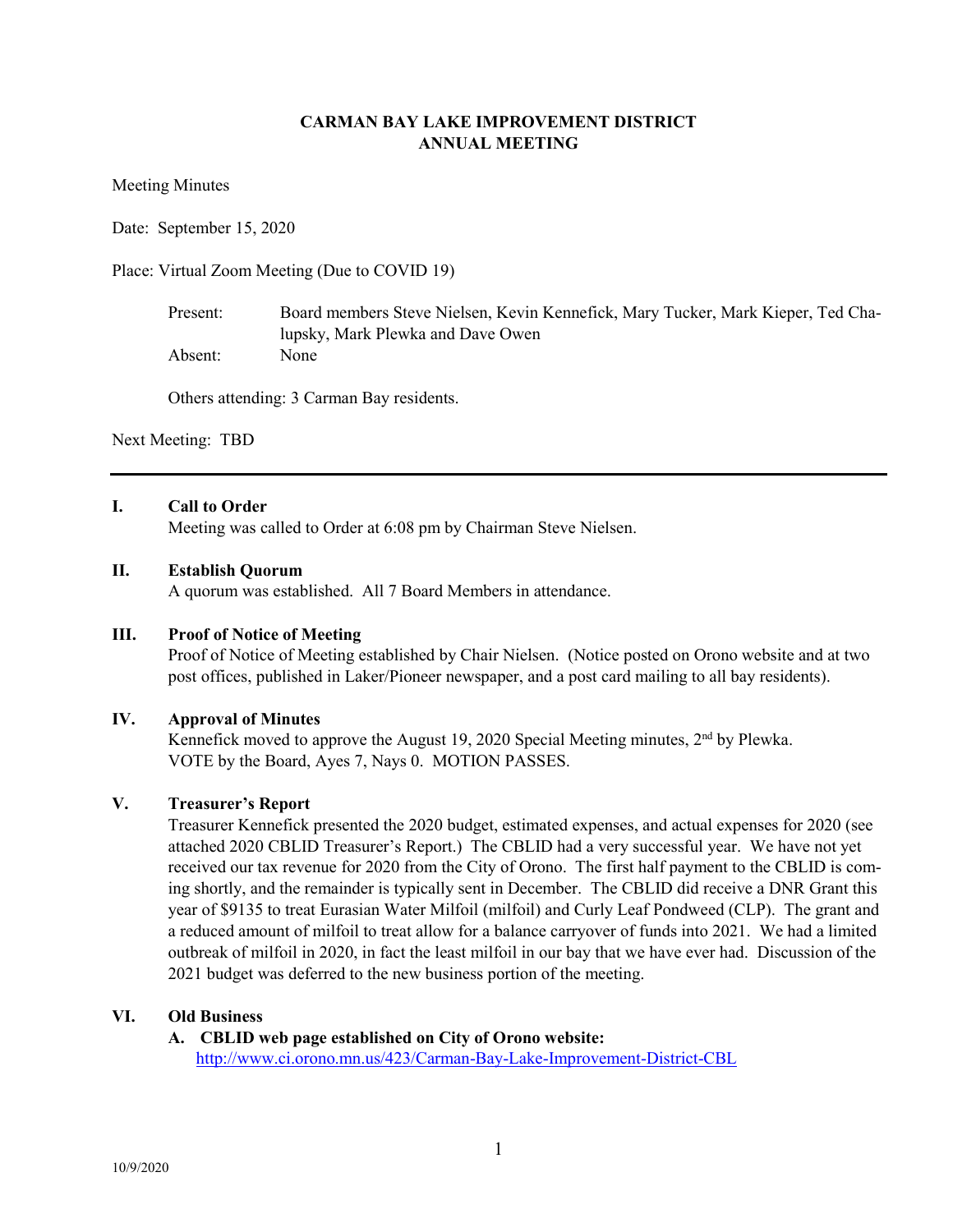**CARMAN BAY LAKE IMPROVEMENT DISTRICT**
**ANNUAL MEETING**

Meeting Minutes

Date: September 15, 2020

Place: Virtual Zoom Meeting (Due to COVID 19)

Present: Board members Steve Nielsen, Kevin Kennefick, Mary Tucker, Mark Kieper, Ted Chalupsky, Mark Plewka and Dave Owen

Absent: None

Others attending: 3 Carman Bay residents.

Next Meeting: TBD

---

## I. Call to Order

Meeting was called to Order at 6:08 pm by Chairman Steve Nielsen.

## II. Establish Quorum

A quorum was established. All 7 Board Members in attendance.

## III. Proof of Notice of Meeting

Proof of Notice of Meeting established by Chair Nielsen. (Notice posted on Orono website and at two post offices, published in Laker/Pioneer newspaper, and a post card mailing to all bay residents).

## IV. Approval of Minutes

Kennefick moved to approve the August 19, 2020 Special Meeting minutes, 2nd by Plewka. VOTE by the Board, Ayes 7, Nays 0. MOTION PASSES.

## V. Treasurer's Report

Treasurer Kennefick presented the 2020 budget, estimated expenses, and actual expenses for 2020 (see attached 2020 CBLID Treasurer's Report.) The CBLID had a very successful year. We have not yet received our tax revenue for 2020 from the City of Orono. The first half payment to the CBLID is coming shortly, and the remainder is typically sent in December. The CBLID did receive a DNR Grant this year of $9135 to treat Eurasian Water Milfoil (milfoil) and Curly Leaf Pondweed (CLP). The grant and a reduced amount of milfoil to treat allow for a balance carryover of funds into 2021. We had a limited outbreak of milfoil in 2020, in fact the least milfoil in our bay that we have ever had. Discussion of the 2021 budget was deferred to the new business portion of the meeting.

## VI. Old Business

**A. CBLID web page established on City of Orono website:**
http://www.ci.orono.mn.us/423/Carman-Bay-Lake-Improvement-District-CBL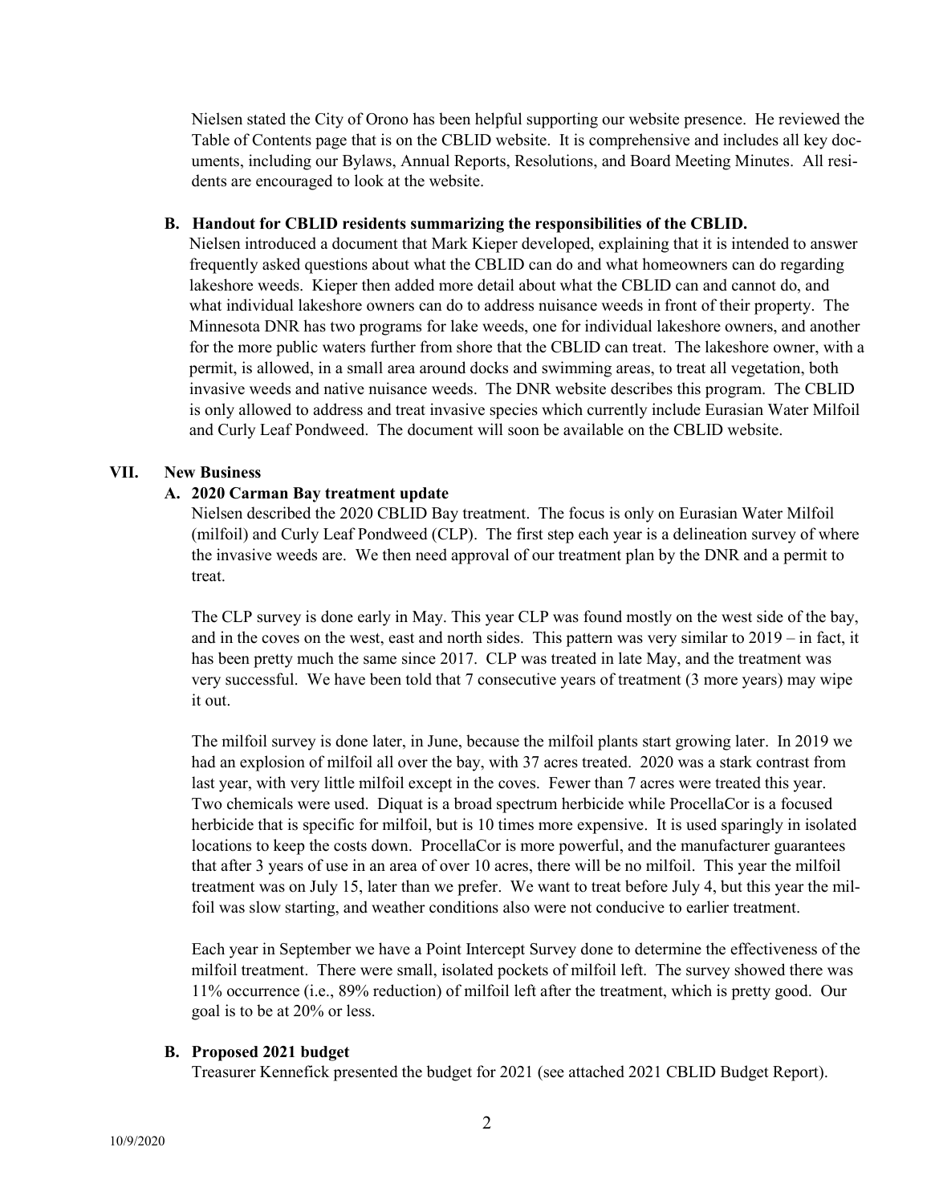Nielsen stated the City of Orono has been helpful supporting our website presence. He reviewed the Table of Contents page that is on the CBLID website. It is comprehensive and includes all key documents, including our Bylaws, Annual Reports, Resolutions, and Board Meeting Minutes. All residents are encouraged to look at the website.

**B. Handout for CBLID residents summarizing the responsibilities of the CBLID.**

Nielsen introduced a document that Mark Kieper developed, explaining that it is intended to answer frequently asked questions about what the CBLID can do and what homeowners can do regarding lakeshore weeds. Kieper then added more detail about what the CBLID can and cannot do, and what individual lakeshore owners can do to address nuisance weeds in front of their property. The Minnesota DNR has two programs for lake weeds, one for individual lakeshore owners, and another for the more public waters further from shore that the CBLID can treat. The lakeshore owner, with a permit, is allowed, in a small area around docks and swimming areas, to treat all vegetation, both invasive weeds and native nuisance weeds. The DNR website describes this program. The CBLID is only allowed to address and treat invasive species which currently include Eurasian Water Milfoil and Curly Leaf Pondweed. The document will soon be available on the CBLID website.

## VII. New Business

**A. 2020 Carman Bay treatment update**

Nielsen described the 2020 CBLID Bay treatment. The focus is only on Eurasian Water Milfoil (milfoil) and Curly Leaf Pondweed (CLP). The first step each year is a delineation survey of where the invasive weeds are. We then need approval of our treatment plan by the DNR and a permit to treat.

The CLP survey is done early in May. This year CLP was found mostly on the west side of the bay, and in the coves on the west, east and north sides. This pattern was very similar to 2019 – in fact, it has been pretty much the same since 2017. CLP was treated in late May, and the treatment was very successful. We have been told that 7 consecutive years of treatment (3 more years) may wipe it out.

The milfoil survey is done later, in June, because the milfoil plants start growing later. In 2019 we had an explosion of milfoil all over the bay, with 37 acres treated. 2020 was a stark contrast from last year, with very little milfoil except in the coves. Fewer than 7 acres were treated this year. Two chemicals were used. Diquat is a broad spectrum herbicide while ProcellaCor is a focused herbicide that is specific for milfoil, but is 10 times more expensive. It is used sparingly in isolated locations to keep the costs down. ProcellaCor is more powerful, and the manufacturer guarantees that after 3 years of use in an area of over 10 acres, there will be no milfoil. This year the milfoil treatment was on July 15, later than we prefer. We want to treat before July 4, but this year the milfoil was slow starting, and weather conditions also were not conducive to earlier treatment.

Each year in September we have a Point Intercept Survey done to determine the effectiveness of the milfoil treatment. There were small, isolated pockets of milfoil left. The survey showed there was 11% occurrence (i.e., 89% reduction) of milfoil left after the treatment, which is pretty good. Our goal is to be at 20% or less.

**B. Proposed 2021 budget**

Treasurer Kennefick presented the budget for 2021 (see attached 2021 CBLID Budget Report).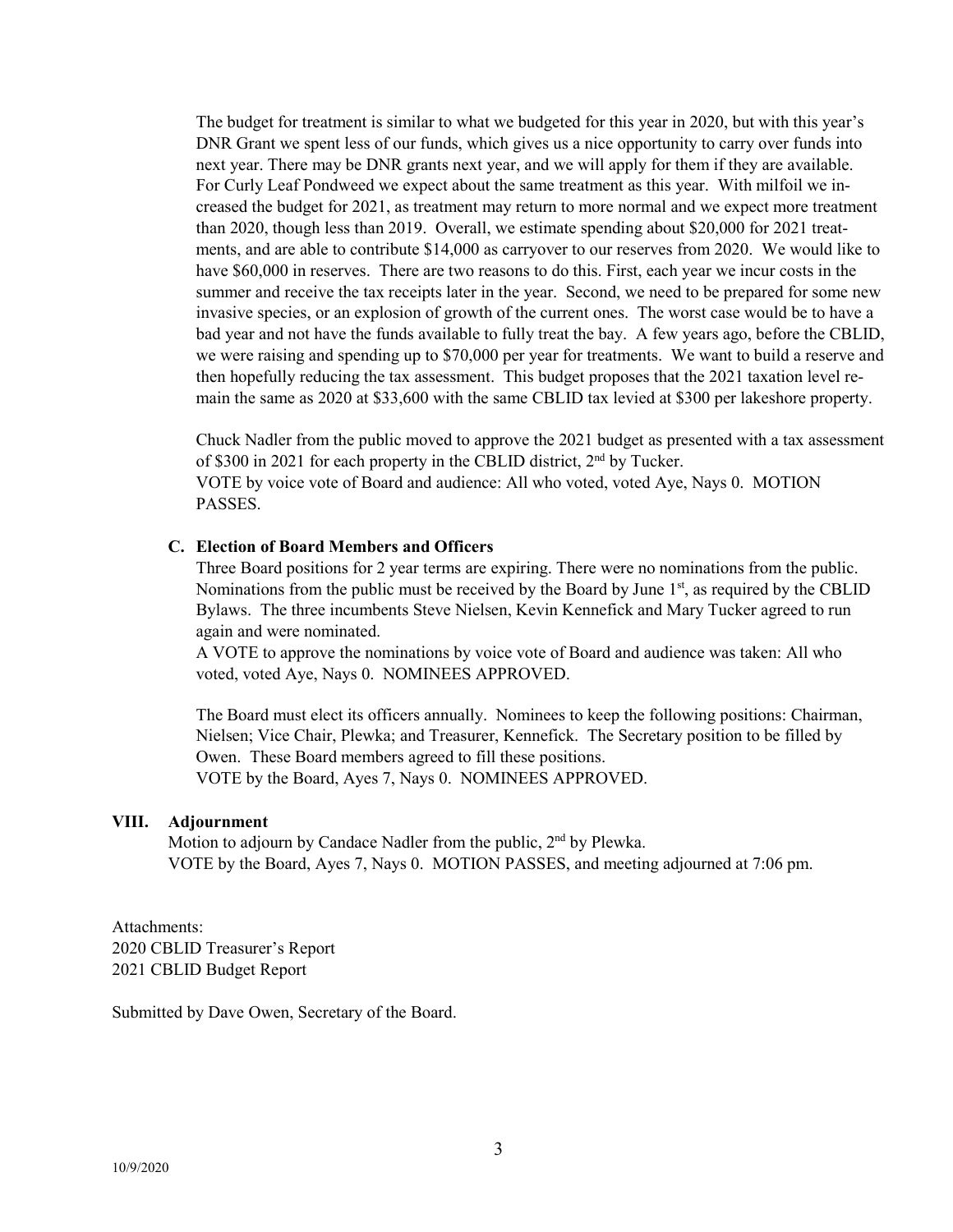The budget for treatment is similar to what we budgeted for this year in 2020, but with this year's DNR Grant we spent less of our funds, which gives us a nice opportunity to carry over funds into next year. There may be DNR grants next year, and we will apply for them if they are available. For Curly Leaf Pondweed we expect about the same treatment as this year. With milfoil we increased the budget for 2021, as treatment may return to more normal and we expect more treatment than 2020, though less than 2019. Overall, we estimate spending about $20,000 for 2021 treatments, and are able to contribute $14,000 as carryover to our reserves from 2020. We would like to have $60,000 in reserves. There are two reasons to do this. First, each year we incur costs in the summer and receive the tax receipts later in the year. Second, we need to be prepared for some new invasive species, or an explosion of growth of the current ones. The worst case would be to have a bad year and not have the funds available to fully treat the bay. A few years ago, before the CBLID, we were raising and spending up to $70,000 per year for treatments. We want to build a reserve and then hopefully reducing the tax assessment. This budget proposes that the 2021 taxation level remain the same as 2020 at $33,600 with the same CBLID tax levied at $300 per lakeshore property.

Chuck Nadler from the public moved to approve the 2021 budget as presented with a tax assessment of $300 in 2021 for each property in the CBLID district, 2nd by Tucker.
VOTE by voice vote of Board and audience: All who voted, voted Aye, Nays 0. MOTION PASSES.

### C. Election of Board Members and Officers

Three Board positions for 2 year terms are expiring. There were no nominations from the public. Nominations from the public must be received by the Board by June 1st, as required by the CBLID Bylaws. The three incumbents Steve Nielsen, Kevin Kennefick and Mary Tucker agreed to run again and were nominated.
A VOTE to approve the nominations by voice vote of Board and audience was taken: All who voted, voted Aye, Nays 0. NOMINEES APPROVED.

The Board must elect its officers annually. Nominees to keep the following positions: Chairman, Nielsen; Vice Chair, Plewka; and Treasurer, Kennefick. The Secretary position to be filled by Owen. These Board members agreed to fill these positions.
VOTE by the Board, Ayes 7, Nays 0. NOMINEES APPROVED.

## VIII. Adjournment

Motion to adjourn by Candace Nadler from the public, 2nd by Plewka.
VOTE by the Board, Ayes 7, Nays 0. MOTION PASSES, and meeting adjourned at 7:06 pm.

Attachments:
2020 CBLID Treasurer's Report
2021 CBLID Budget Report

Submitted by Dave Owen, Secretary of the Board.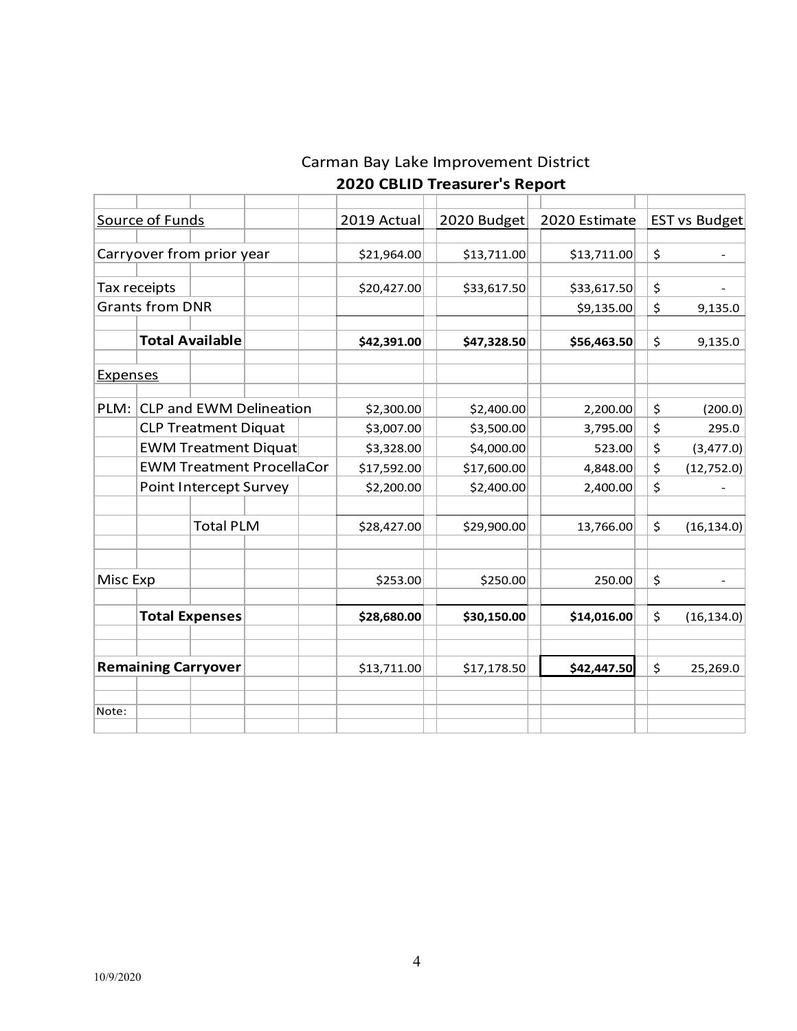Carman Bay Lake Improvement District

**2020 CBLID Treasurer's Report**

| Source of Funds | 2019 Actual | 2020 Budget | 2020 Estimate | EST vs Budget |
|---|---|---|---|---|
| Carryover from prior year | $21,964.00 | $13,711.00 | $13,711.00 | $ - |
| Tax receipts | $20,427.00 | $33,617.50 | $33,617.50 | $ - |
| Grants from DNR | | | $9,135.00 | $ 9,135.0 |
| **Total Available** | **$42,391.00** | **$47,328.50** | **$56,463.50** | $ 9,135.0 |
| Expenses | | | | |
| PLM: CLP and EWM Delineation | $2,300.00 | $2,400.00 | 2,200.00 | $ (200.0) |
| CLP Treatment Diquat | $3,007.00 | $3,500.00 | 3,795.00 | $ 295.0 |
| EWM Treatment Diquat | $3,328.00 | $4,000.00 | 523.00 | $ (3,477.0) |
| EWM Treatment ProcellaCor | $17,592.00 | $17,600.00 | 4,848.00 | $ (12,752.0) |
| Point Intercept Survey | $2,200.00 | $2,400.00 | 2,400.00 | $ - |
| Total PLM | $28,427.00 | $29,900.00 | 13,766.00 | $ (16,134.0) |
| Misc Exp | $253.00 | $250.00 | 250.00 | $ - |
| **Total Expenses** | **$28,680.00** | **$30,150.00** | **$14,016.00** | $ (16,134.0) |
| **Remaining Carryover** | $13,711.00 | $17,178.50 | **$42,447.50** | $ 25,269.0 |
| Note: | | | | |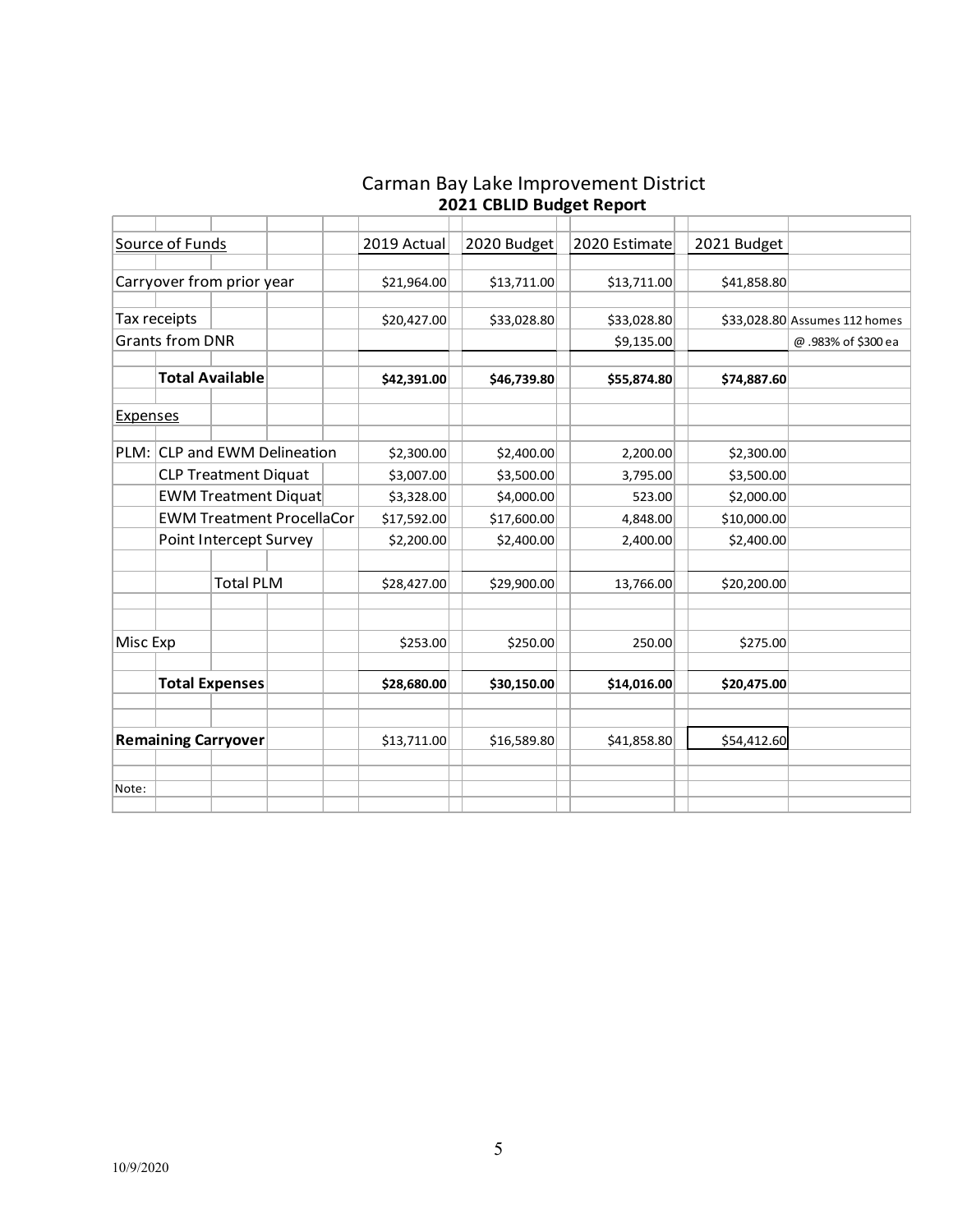# Carman Bay Lake Improvement District

## 2021 CBLID Budget Report

| Source of Funds | 2019 Actual | 2020 Budget | 2020 Estimate | 2021 Budget | |
|---|---|---|---|---|---|
| Carryover from prior year | $21,964.00 | $13,711.00 | $13,711.00 | $41,858.80 | |
| Tax receipts | $20,427.00 | $33,028.80 | $33,028.80 | $33,028.80 | Assumes 112 homes |
| Grants from DNR | | | $9,135.00 | | @ .983% of $300 ea |
| **Total Available** | **$42,391.00** | **$46,739.80** | **$55,874.80** | **$74,887.60** | |
| Expenses | | | | | |
| PLM: CLP and EWM Delineation | $2,300.00 | $2,400.00 | 2,200.00 | $2,300.00 | |
| CLP Treatment Diquat | $3,007.00 | $3,500.00 | 3,795.00 | $3,500.00 | |
| EWM Treatment Diquat | $3,328.00 | $4,000.00 | 523.00 | $2,000.00 | |
| EWM Treatment ProcellaCor | $17,592.00 | $17,600.00 | 4,848.00 | $10,000.00 | |
| Point Intercept Survey | $2,200.00 | $2,400.00 | 2,400.00 | $2,400.00 | |
| Total PLM | $28,427.00 | $29,900.00 | 13,766.00 | $20,200.00 | |
| Misc Exp | $253.00 | $250.00 | 250.00 | $275.00 | |
| **Total Expenses** | **$28,680.00** | **$30,150.00** | **$14,016.00** | **$20,475.00** | |
| **Remaining Carryover** | $13,711.00 | $16,589.80 | $41,858.80 | $54,412.60 | |
| Note: | | | | | |

10/9/2020